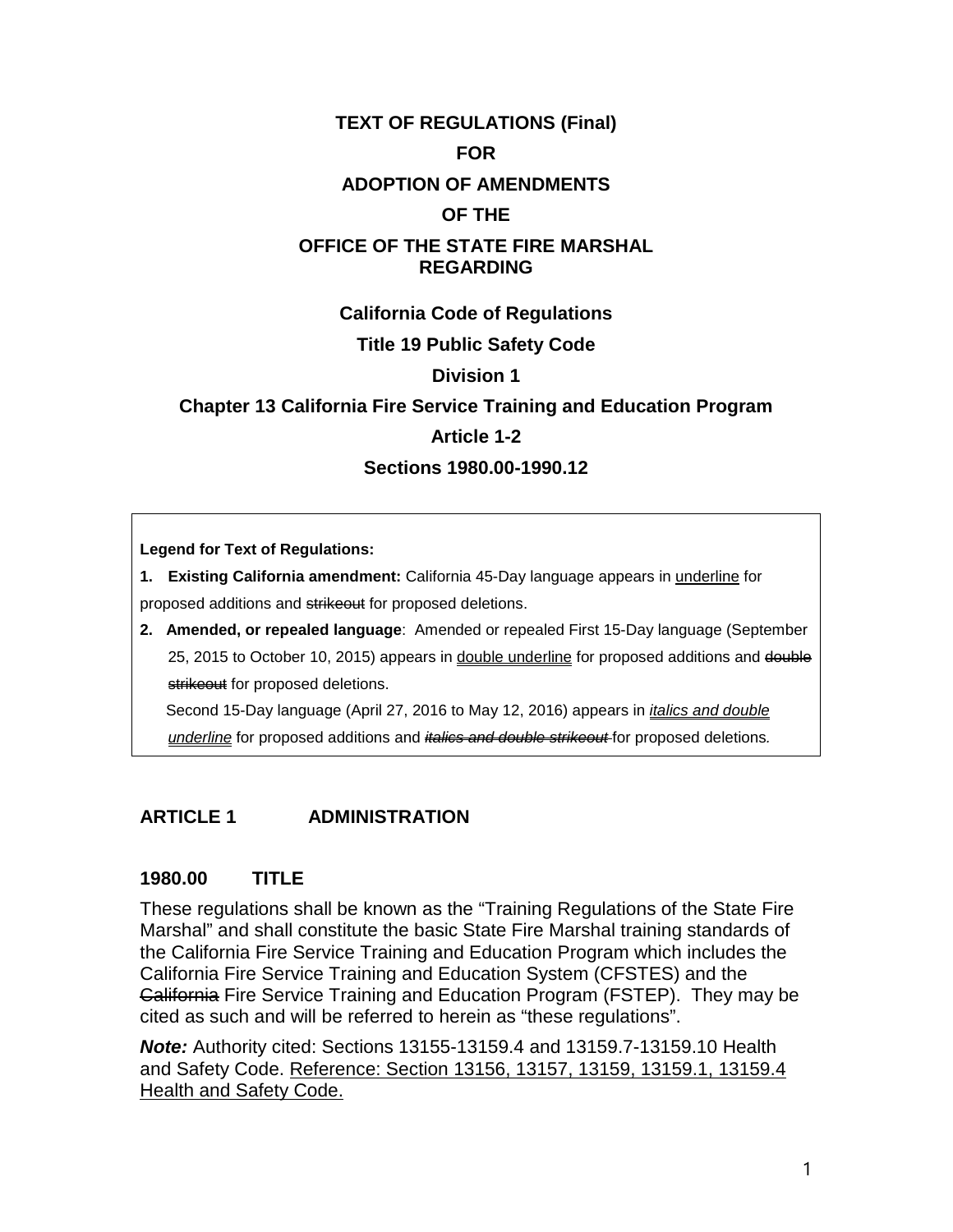**TEXT OF REGULATIONS (Final)**

**FOR**

**ADOPTION OF AMENDMENTS**

**OF THE**

**OFFICE OF THE STATE FIRE MARSHAL REGARDING**

**California Code of Regulations**

**Title 19 Public Safety Code**

**Division 1**

**Chapter 13 California Fire Service Training and Education Program**

**Article 1-2**

**Sections 1980.00-1990.12**

**Legend for Text of Regulations:**

1. **Existing California amendment:** California 45-Day language appears in <u>underline</u> for proposed additions and ~~strikeout~~ for proposed deletions.
2. **Amended, or repealed language**: Amended or repealed First 15-Day language (September 25, 2015 to October 10, 2015) appears in <u>double underline</u> for proposed additions and ~~double strikeout~~ for proposed deletions.

   Second 15-Day language (April 27, 2016 to May 12, 2016) appears in *<u>italics and double underline</u>* for proposed additions and *~~italics and double strikeout~~* for proposed deletions.

## ARTICLE 1 ADMINISTRATION

### 1980.00 TITLE

These regulations shall be known as the "Training Regulations of the State Fire Marshal" and shall constitute the basic State Fire Marshal training standards of the California Fire Service Training and Education Program which includes the California Fire Service Training and Education System (CFSTES) and the ~~California~~ Fire Service Training and Education Program (FSTEP). They may be cited as such and will be referred to herein as "these regulations".

***Note:*** Authority cited: Sections 13155-13159.4 and 13159.7-13159.10 Health and Safety Code. <u>Reference: Section 13156, 13157, 13159, 13159.1, 13159.4 Health and Safety Code.</u>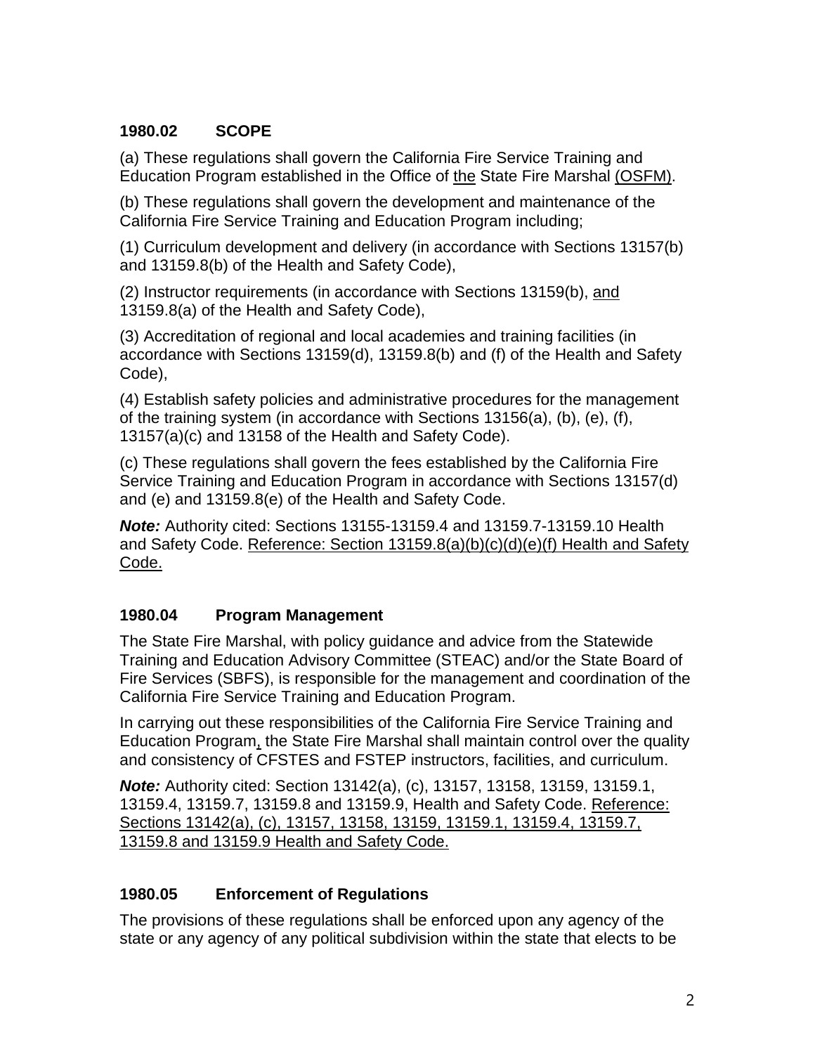### 1980.02 SCOPE

(a) These regulations shall govern the California Fire Service Training and Education Program established in the Office of the State Fire Marshal (OSFM).

(b) These regulations shall govern the development and maintenance of the California Fire Service Training and Education Program including;

(1) Curriculum development and delivery (in accordance with Sections 13157(b) and 13159.8(b) of the Health and Safety Code),

(2) Instructor requirements (in accordance with Sections 13159(b), and 13159.8(a) of the Health and Safety Code),

(3) Accreditation of regional and local academies and training facilities (in accordance with Sections 13159(d), 13159.8(b) and (f) of the Health and Safety Code),

(4) Establish safety policies and administrative procedures for the management of the training system (in accordance with Sections 13156(a), (b), (e), (f), 13157(a)(c) and 13158 of the Health and Safety Code).

(c) These regulations shall govern the fees established by the California Fire Service Training and Education Program in accordance with Sections 13157(d) and (e) and 13159.8(e) of the Health and Safety Code.

***Note:*** Authority cited: Sections 13155-13159.4 and 13159.7-13159.10 Health and Safety Code. Reference: Section 13159.8(a)(b)(c)(d)(e)(f) Health and Safety Code.

### 1980.04 Program Management

The State Fire Marshal, with policy guidance and advice from the Statewide Training and Education Advisory Committee (STEAC) and/or the State Board of Fire Services (SBFS), is responsible for the management and coordination of the California Fire Service Training and Education Program.

In carrying out these responsibilities of the California Fire Service Training and Education Program, the State Fire Marshal shall maintain control over the quality and consistency of CFSTES and FSTEP instructors, facilities, and curriculum.

***Note:*** Authority cited: Section 13142(a), (c), 13157, 13158, 13159, 13159.1, 13159.4, 13159.7, 13159.8 and 13159.9, Health and Safety Code. Reference: Sections 13142(a), (c), 13157, 13158, 13159, 13159.1, 13159.4, 13159.7, 13159.8 and 13159.9 Health and Safety Code.

### 1980.05 Enforcement of Regulations

The provisions of these regulations shall be enforced upon any agency of the state or any agency of any political subdivision within the state that elects to be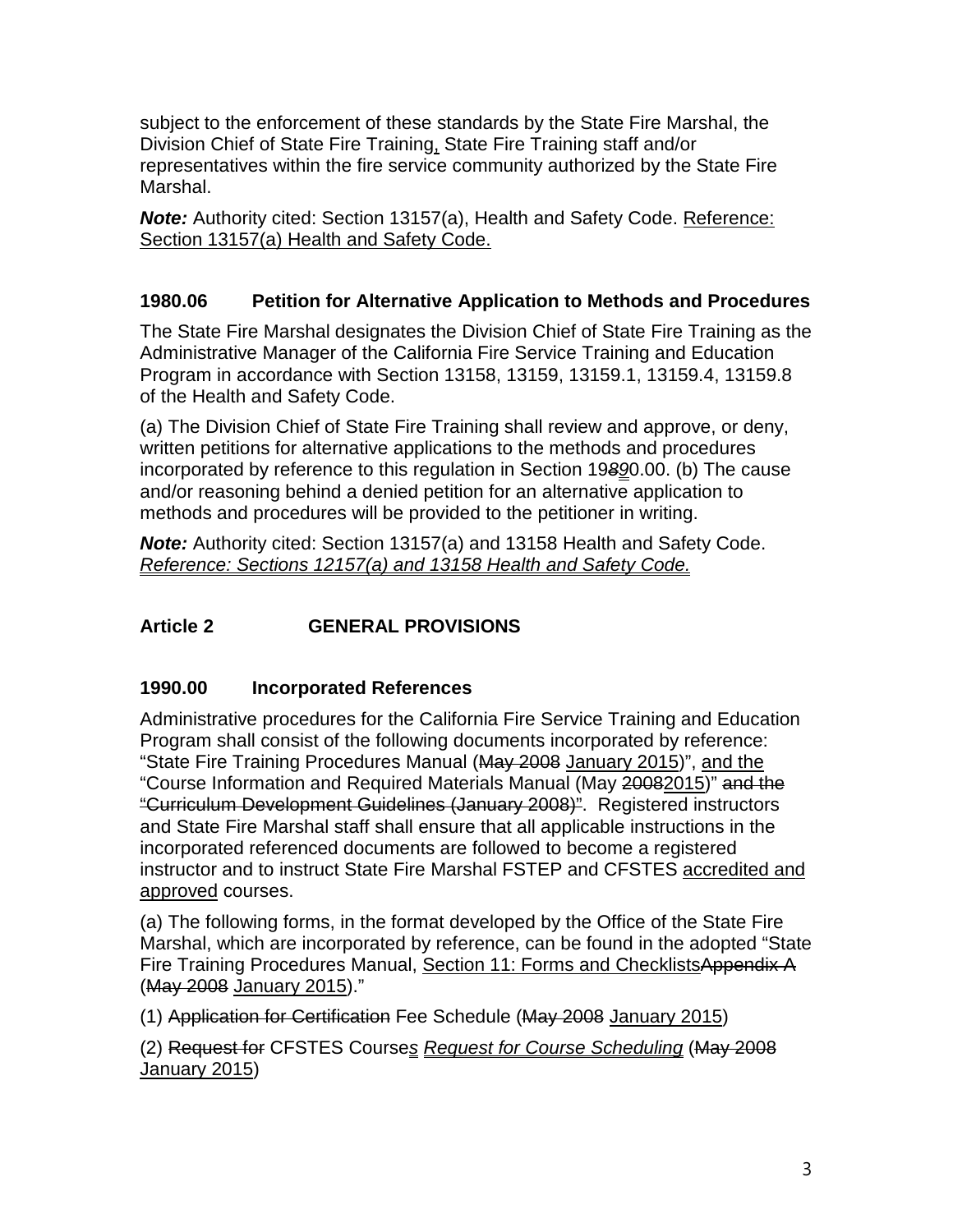subject to the enforcement of these standards by the State Fire Marshal, the Division Chief of State Fire Training, State Fire Training staff and/or representatives within the fire service community authorized by the State Fire Marshal.

***Note:*** Authority cited: Section 13157(a), Health and Safety Code. Reference: Section 13157(a) Health and Safety Code.

### 1980.06 Petition for Alternative Application to Methods and Procedures

The State Fire Marshal designates the Division Chief of State Fire Training as the Administrative Manager of the California Fire Service Training and Education Program in accordance with Section 13158, 13159, 13159.1, 13159.4, 13159.8 of the Health and Safety Code.

(a) The Division Chief of State Fire Training shall review and approve, or deny, written petitions for alternative applications to the methods and procedures incorporated by reference to this regulation in Section 19~~8~~90.00. (b) The cause and/or reasoning behind a denied petition for an alternative application to methods and procedures will be provided to the petitioner in writing.

***Note:*** Authority cited: Section 13157(a) and 13158 Health and Safety Code. *Reference: Sections 12157(a) and 13158 Health and Safety Code.*

## Article 2 GENERAL PROVISIONS

### 1990.00 Incorporated References

Administrative procedures for the California Fire Service Training and Education Program shall consist of the following documents incorporated by reference: "State Fire Training Procedures Manual (~~May 2008~~ January 2015)", and the "Course Information and Required Materials Manual (May ~~2008~~2015)" ~~and the "Curriculum Development Guidelines (January 2008)"~~. Registered instructors and State Fire Marshal staff shall ensure that all applicable instructions in the incorporated referenced documents are followed to become a registered instructor and to instruct State Fire Marshal FSTEP and CFSTES accredited and approved courses.

(a) The following forms, in the format developed by the Office of the State Fire Marshal, which are incorporated by reference, can be found in the adopted "State Fire Training Procedures Manual, Section 11: Forms and Checklists~~Appendix A~~ (~~May 2008~~ January 2015)."

(1) ~~Application for Certification~~ Fee Schedule (~~May 2008~~ January 2015)

(2) ~~Request for~~ CFSTES Course*s* *Request for Course Scheduling* (~~May 2008~~ January 2015)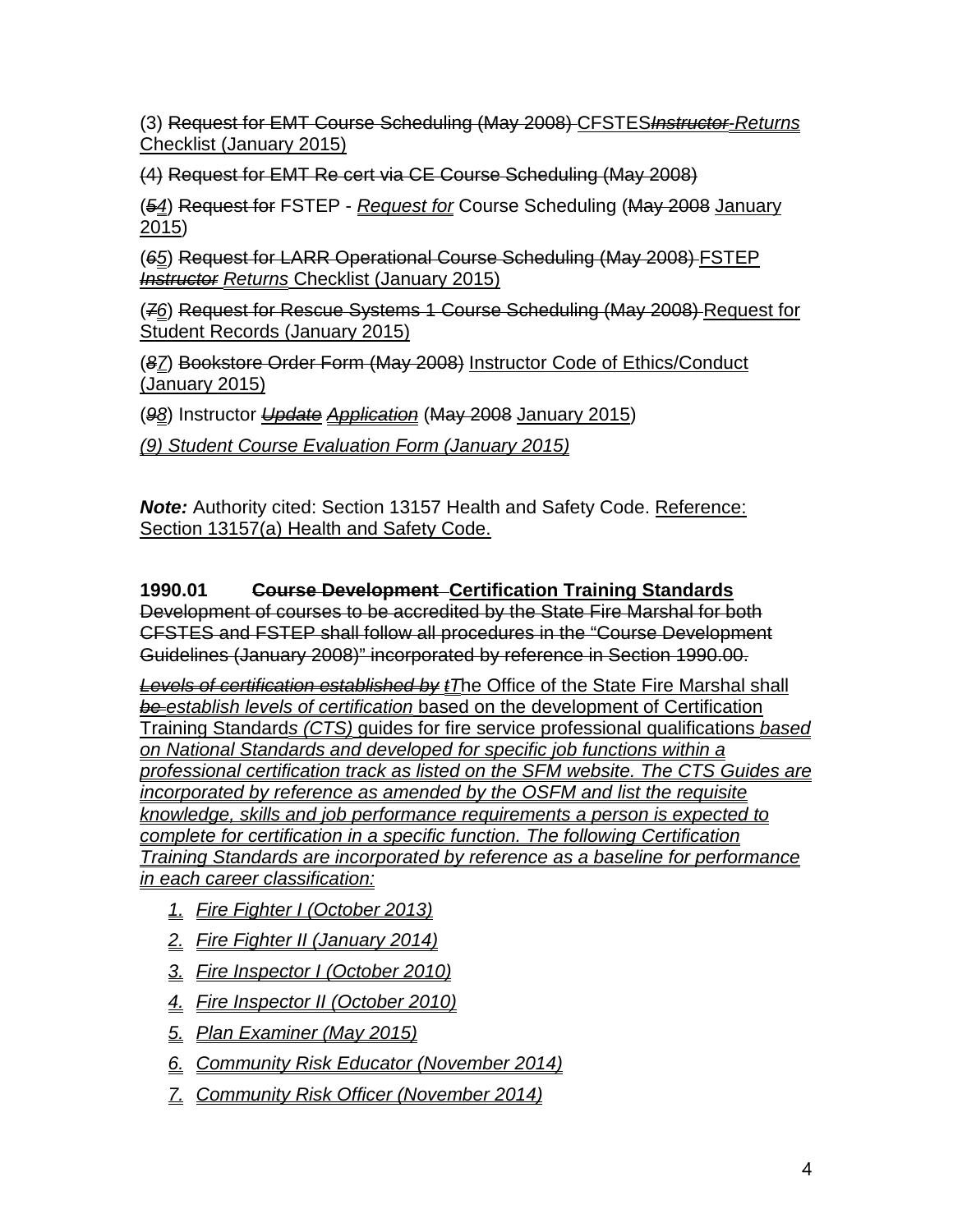(3) ~~Request for EMT Course Scheduling (May 2008)~~ <u>CFSTES</u>~~*Instructor*~~ <u>*Returns*</u> <u>Checklist (January 2015)</u>

~~(4) Request for EMT Re cert via CE Course Scheduling (May 2008)~~

(~~*5*~~<u>*4*</u>) ~~Request for~~ FSTEP - <u>*Request for*</u> Course Scheduling (~~May 2008~~ <u>January 2015</u>)

(~~*6*~~<u>*5*</u>) ~~Request for LARR Operational Course Scheduling (May 2008)~~ <u>FSTEP</u> ~~*Instructor*~~ <u>*Returns*</u> <u>Checklist (January 2015)</u>

(~~*7*~~<u>*6*</u>) ~~Request for Rescue Systems 1 Course Scheduling (May 2008)~~ <u>Request for Student Records (January 2015)</u>

(~~*8*~~<u>*7*</u>) ~~Bookstore Order Form (May 2008)~~ <u>Instructor Code of Ethics/Conduct (January 2015)</u>

(~~*9*~~<u>*8*</u>) Instructor ~~<u>*Update*</u>~~ <u>*Application*</u> (~~May 2008~~ <u>January 2015</u>)

<u>*(9) Student Course Evaluation Form (January 2015)*</u>

***Note:*** Authority cited: Section 13157 Health and Safety Code. <u>Reference: Section 13157(a) Health and Safety Code.</u>

**1990.01 ~~Course Development~~ <u>Certification Training Standards</u>**

~~Development of courses to be accredited by the State Fire Marshal for both CFSTES and FSTEP shall follow all procedures in the "Course Development Guidelines (January 2008)" incorporated by reference in Section 1990.00.~~

~~<u>*Levels of certification established by*</u>~~ ~~<u>*t*</u>~~<u>*T*</u>he Office of the State Fire Marshal shall ~~<u>*be*</u>~~ <u>*establish levels of certification*</u> based on the development of Certification Training Standard<u>*s (CTS)*</u> <u>g</u>uides for fire service professional qualifications <u>*based on National Standards and developed for specific job functions within a professional certification track as listed on the SFM website. The CTS Guides are incorporated by reference as amended by the OSFM and list the requisite knowledge, skills and job performance requirements a person is expected to complete for certification in a specific function. The following Certification Training Standards are incorporated by reference as a baseline for performance in each career classification:*</u>

1. <u>*Fire Fighter I (October 2013)*</u>
2. <u>*Fire Fighter II (January 2014)*</u>
3. <u>*Fire Inspector I (October 2010)*</u>
4. <u>*Fire Inspector II (October 2010)*</u>
5. <u>*Plan Examiner (May 2015)*</u>
6. <u>*Community Risk Educator (November 2014)*</u>
7. <u>*Community Risk Officer (November 2014)*</u>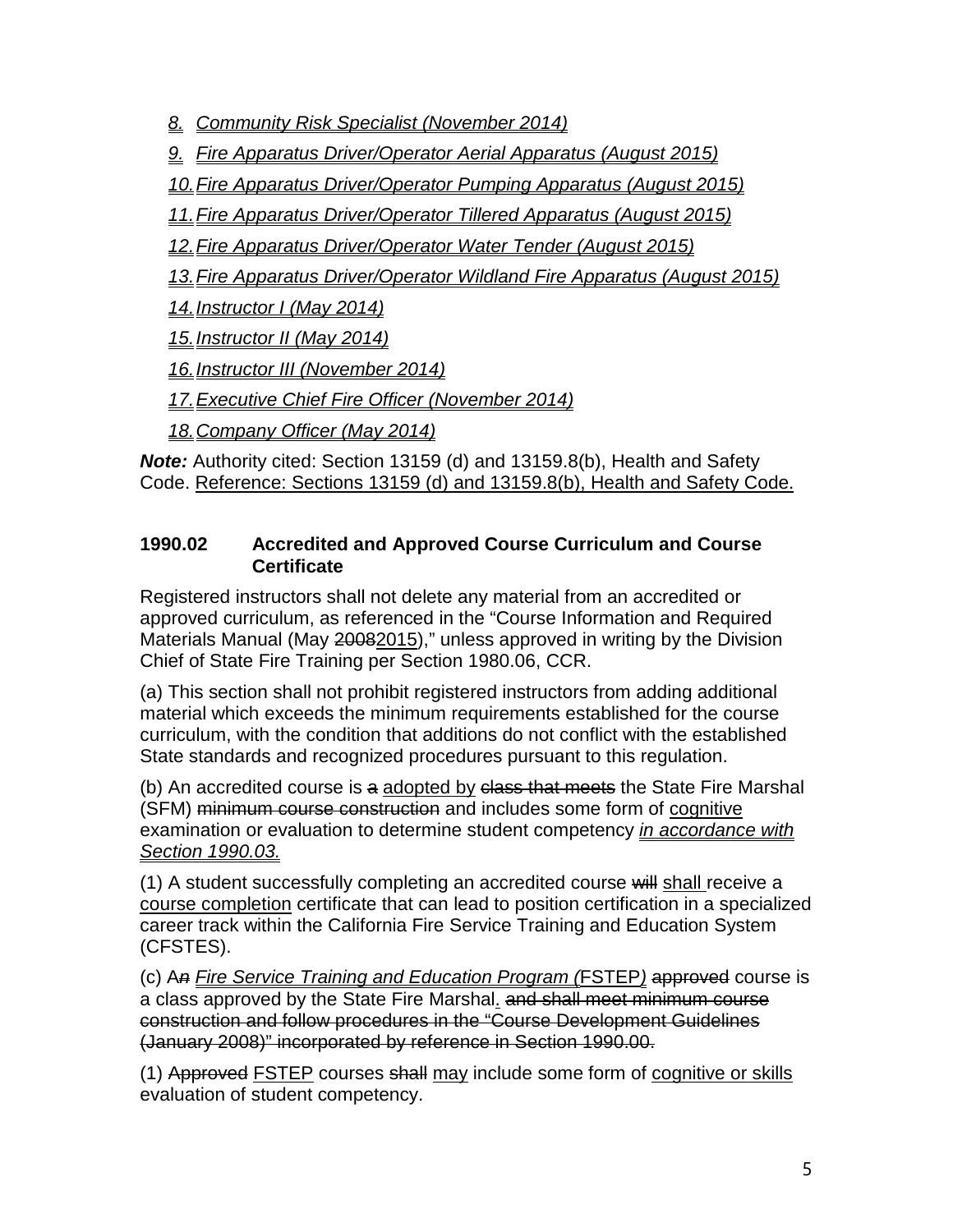8. *Community Risk Specialist (November 2014)*
9. *Fire Apparatus Driver/Operator Aerial Apparatus (August 2015)*
10. *Fire Apparatus Driver/Operator Pumping Apparatus (August 2015)*
11. *Fire Apparatus Driver/Operator Tillered Apparatus (August 2015)*
12. *Fire Apparatus Driver/Operator Water Tender (August 2015)*
13. *Fire Apparatus Driver/Operator Wildland Fire Apparatus (August 2015)*
14. *Instructor I (May 2014)*
15. *Instructor II (May 2014)*
16. *Instructor III (November 2014)*
17. *Executive Chief Fire Officer (November 2014)*
18. *Company Officer (May 2014)*

***Note:*** Authority cited: Section 13159 (d) and 13159.8(b), Health and Safety Code. Reference: Sections 13159 (d) and 13159.8(b), Health and Safety Code.

**1990.02 Accredited and Approved Course Curriculum and Course Certificate**

Registered instructors shall not delete any material from an accredited or approved curriculum, as referenced in the "Course Information and Required Materials Manual (May ~~2008~~2015)," unless approved in writing by the Division Chief of State Fire Training per Section 1980.06, CCR.

(a) This section shall not prohibit registered instructors from adding additional material which exceeds the minimum requirements established for the course curriculum, with the condition that additions do not conflict with the established State standards and recognized procedures pursuant to this regulation.

(b) An accredited course is ~~a~~ adopted by ~~class that meets~~ the State Fire Marshal (SFM) ~~minimum course construction~~ and includes some form of cognitive examination or evaluation to determine student competency *in accordance with Section 1990.03.*

(1) A student successfully completing an accredited course ~~will~~ shall receive a course completion certificate that can lead to position certification in a specialized career track within the California Fire Service Training and Education System (CFSTES).

(c) A~~*n*~~ *Fire Service Training and Education Program (*FSTEP*)* ~~approved~~ course is a class approved by the State Fire Marshal. ~~and shall meet minimum course construction and follow procedures in the "Course Development Guidelines (January 2008)" incorporated by reference in Section 1990.00.~~

(1) ~~Approved~~ FSTEP courses ~~shall~~ may include some form of cognitive or skills evaluation of student competency.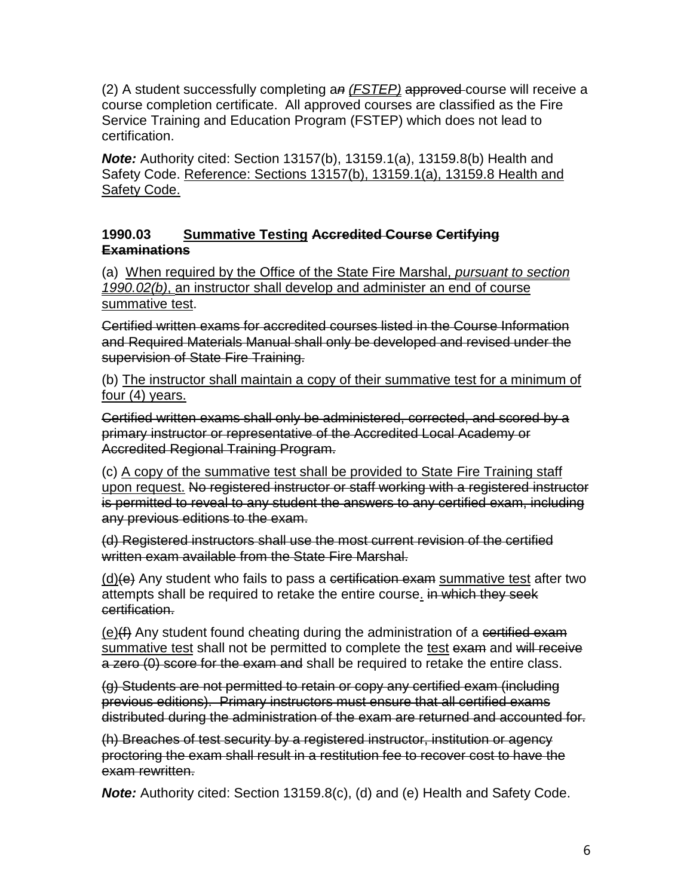(2) A student successfully completing a~~n~~ <u>*(FSTEP)*</u> ~~approved~~ course will receive a course completion certificate. All approved courses are classified as the Fire Service Training and Education Program (FSTEP) which does not lead to certification.

***Note:*** Authority cited: Section 13157(b), 13159.1(a), 13159.8(b) Health and Safety Code. <u>Reference: Sections 13157(b), 13159.1(a), 13159.8 Health and Safety Code.</u>

### 1990.03 <u>Summative Testing</u> ~~Accredited Course~~ ~~Certifying Examinations~~

(a) <u>When required by the Office of the State Fire Marshal, *pursuant to section 1990.02(b)*, an instructor shall develop and administer an end of course summative test</u>.

~~Certified written exams for accredited courses listed in the Course Information and Required Materials Manual shall only be developed and revised under the supervision of State Fire Training.~~

(b) <u>The instructor shall maintain a copy of their summative test for a minimum of four (4) years.</u>

~~Certified written exams shall only be administered, corrected, and scored by a primary instructor or representative of the Accredited Local Academy or Accredited Regional Training Program.~~

(c) <u>A copy of the summative test shall be provided to State Fire Training staff upon request.</u> ~~No registered instructor or staff working with a registered instructor is permitted to reveal to any student the answers to any certified exam, including any previous editions to the exam.~~

~~(d) Registered instructors shall use the most current revision of the certified written exam available from the State Fire Marshal.~~

<u>(d)</u>~~(e)~~ Any student who fails to pass a ~~certification exam~~ <u>summative test</u> after two attempts shall be required to retake the entire course<u>.</u> ~~in which they seek certification.~~

<u>(e)</u>~~(f)~~ Any student found cheating during the administration of a ~~certified exam~~ <u>summative test</u> shall not be permitted to complete the <u>test</u> ~~exam~~ and ~~will receive a zero (0) score for the exam and~~ shall be required to retake the entire class.

~~(g) Students are not permitted to retain or copy any certified exam (including previous editions). Primary instructors must ensure that all certified exams distributed during the administration of the exam are returned and accounted for.~~

~~(h) Breaches of test security by a registered instructor, institution or agency proctoring the exam shall result in a restitution fee to recover cost to have the exam rewritten.~~

***Note:*** Authority cited: Section 13159.8(c), (d) and (e) Health and Safety Code.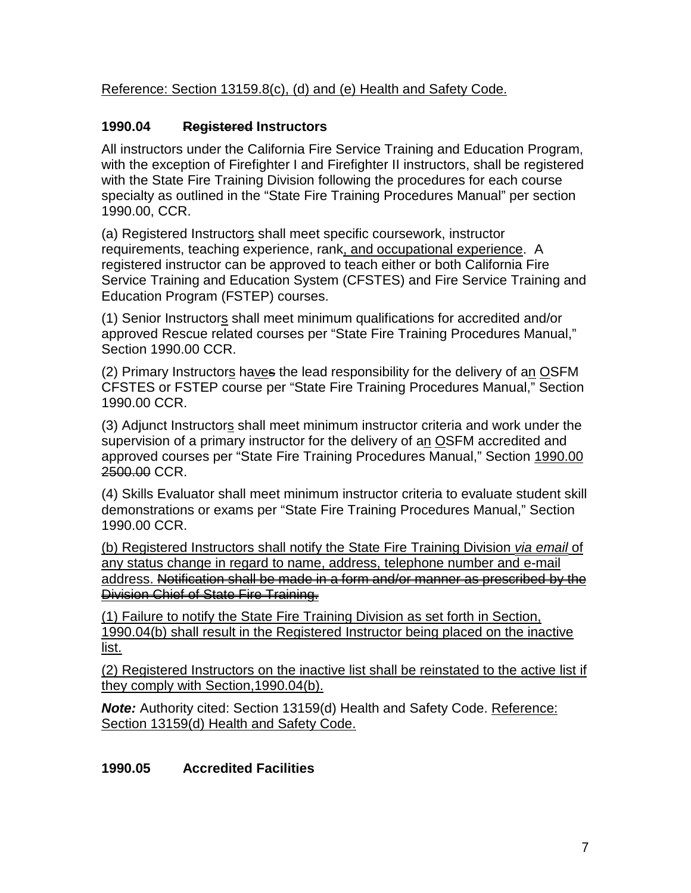Reference: Section 13159.8(c), (d) and (e) Health and Safety Code.

**1990.04 ~~Registered~~ Instructors**

All instructors under the California Fire Service Training and Education Program, with the exception of Firefighter I and Firefighter II instructors, shall be registered with the State Fire Training Division following the procedures for each course specialty as outlined in the “State Fire Training Procedures Manual” per section 1990.00, CCR.

(a) Registered Instructors shall meet specific coursework, instructor requirements, teaching experience, rank, and occupational experience. A registered instructor can be approved to teach either or both California Fire Service Training and Education System (CFSTES) and Fire Service Training and Education Program (FSTEP) courses.

(1) Senior Instructors shall meet minimum qualifications for accredited and/or approved Rescue related courses per “State Fire Training Procedures Manual,” Section 1990.00 CCR.

(2) Primary Instructors haves the lead responsibility for the delivery of an OSFM CFSTES or FSTEP course per “State Fire Training Procedures Manual,” Section 1990.00 CCR.

(3) Adjunct Instructors shall meet minimum instructor criteria and work under the supervision of a primary instructor for the delivery of an OSFM accredited and approved courses per “State Fire Training Procedures Manual,” Section 1990.00 ~~2500.00~~ CCR.

(4) Skills Evaluator shall meet minimum instructor criteria to evaluate student skill demonstrations or exams per “State Fire Training Procedures Manual,” Section 1990.00 CCR.

(b) Registered Instructors shall notify the State Fire Training Division *via email* of any status change in regard to name, address, telephone number and e-mail address. ~~Notification shall be made in a form and/or manner as prescribed by the Division Chief of State Fire Training.~~

(1) Failure to notify the State Fire Training Division as set forth in Section, 1990.04(b) shall result in the Registered Instructor being placed on the inactive list.

(2) Registered Instructors on the inactive list shall be reinstated to the active list if they comply with Section,1990.04(b).

***Note:*** Authority cited: Section 13159(d) Health and Safety Code. Reference: Section 13159(d) Health and Safety Code.

**1990.05 Accredited Facilities**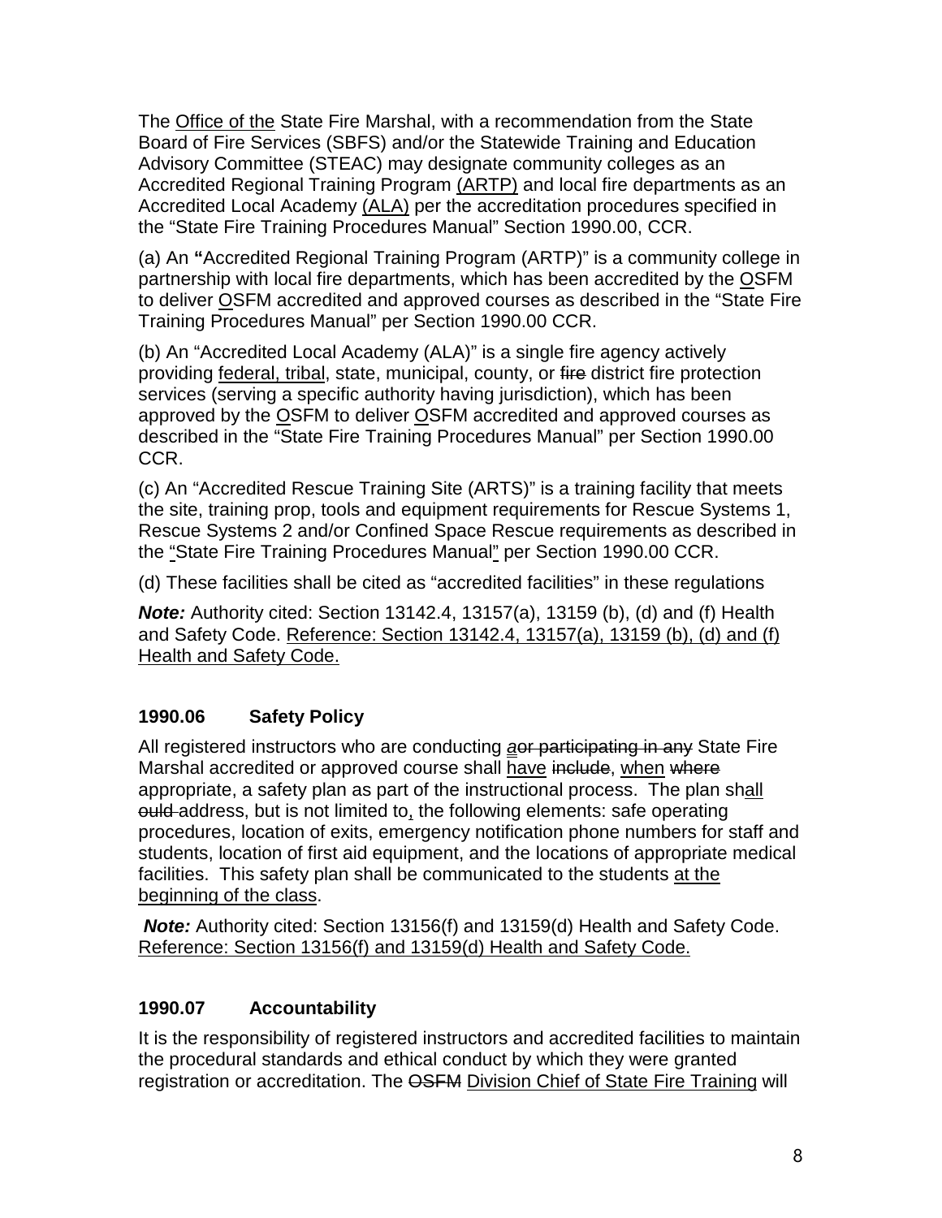The <u>Office of the</u> State Fire Marshal, with a recommendation from the State Board of Fire Services (SBFS) and/or the Statewide Training and Education Advisory Committee (STEAC) may designate community colleges as an Accredited Regional Training Program <u>(ARTP)</u> and local fire departments as an Accredited Local Academy <u>(ALA)</u> per the accreditation procedures specified in the "State Fire Training Procedures Manual" Section 1990.00, CCR.

(a) An **"**Accredited Regional Training Program (ARTP)" is a community college in partnership with local fire departments, which has been accredited by the <u>O</u>SFM to deliver <u>O</u>SFM accredited and approved courses as described in the "State Fire Training Procedures Manual" per Section 1990.00 CCR.

(b) An "Accredited Local Academy (ALA)" is a single fire agency actively providing <u>federal, tribal</u>, state, municipal, county, or ~~fire~~ district fire protection services (serving a specific authority having jurisdiction), which has been approved by the <u>O</u>SFM to deliver <u>O</u>SFM accredited and approved courses as described in the "State Fire Training Procedures Manual" per Section 1990.00 CCR.

(c) An "Accredited Rescue Training Site (ARTS)" is a training facility that meets the site, training prop, tools and equipment requirements for Rescue Systems 1, Rescue Systems 2 and/or Confined Space Rescue requirements as described in the <u>"</u>State Fire Training Procedures Manual<u>"</u> per Section 1990.00 CCR.

(d) These facilities shall be cited as "accredited facilities" in these regulations

***Note:*** Authority cited: Section 13142.4, 13157(a), 13159 (b), (d) and (f) Health and Safety Code. <u>Reference: Section 13142.4, 13157(a), 13159 (b), (d) and (f) Health and Safety Code.</u>

## 1990.06 Safety Policy

All registered instructors who are conducting <u>*a*</u>~~or participating in any~~ State Fire Marshal accredited or approved course shall <u>have</u> ~~include~~, <u>when</u> ~~where~~ appropriate, a safety plan as part of the instructional process. The plan sh<u>all</u> ~~ould~~ address, but is not limited to<u>,</u> the following elements: safe operating procedures, location of exits, emergency notification phone numbers for staff and students, location of first aid equipment, and the locations of appropriate medical facilities. This safety plan shall be communicated to the students <u>at the beginning of the class</u>.

***Note:*** Authority cited: Section 13156(f) and 13159(d) Health and Safety Code. <u>Reference: Section 13156(f) and 13159(d) Health and Safety Code.</u>

## 1990.07 Accountability

It is the responsibility of registered instructors and accredited facilities to maintain the procedural standards and ethical conduct by which they were granted registration or accreditation. The ~~OSFM~~ <u>Division Chief of State Fire Training</u> will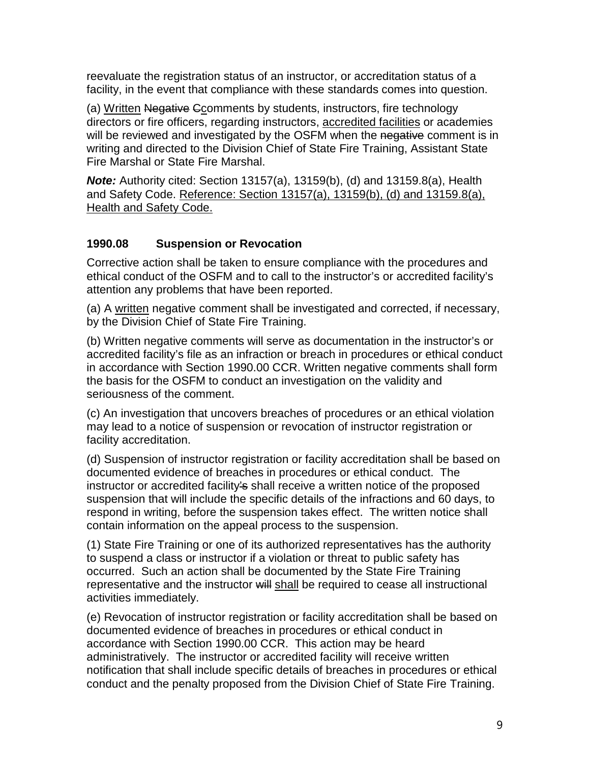reevaluate the registration status of an instructor, or accreditation status of a facility, in the event that compliance with these standards comes into question.

(a) <u>Written</u> ~~Negative~~ ~~C~~<u>c</u>omments by students, instructors, fire technology directors or fire officers, regarding instructors, <u>accredited facilities</u> or academies will be reviewed and investigated by the OSFM when the ~~negative~~ comment is in writing and directed to the Division Chief of State Fire Training, Assistant State Fire Marshal or State Fire Marshal.

***Note:*** Authority cited: Section 13157(a), 13159(b), (d) and 13159.8(a), Health and Safety Code. <u>Reference: Section 13157(a), 13159(b), (d) and 13159.8(a), Health and Safety Code.</u>

### 1990.08 Suspension or Revocation

Corrective action shall be taken to ensure compliance with the procedures and ethical conduct of the OSFM and to call to the instructor's or accredited facility's attention any problems that have been reported.

(a) A <u>written</u> negative comment shall be investigated and corrected, if necessary, by the Division Chief of State Fire Training.

(b) Written negative comments will serve as documentation in the instructor's or accredited facility's file as an infraction or breach in procedures or ethical conduct in accordance with Section 1990.00 CCR. Written negative comments shall form the basis for the OSFM to conduct an investigation on the validity and seriousness of the comment.

(c) An investigation that uncovers breaches of procedures or an ethical violation may lead to a notice of suspension or revocation of instructor registration or facility accreditation.

(d) Suspension of instructor registration or facility accreditation shall be based on documented evidence of breaches in procedures or ethical conduct. The instructor or accredited facility~~'s~~ shall receive a written notice of the proposed suspension that will include the specific details of the infractions and 60 days, to respond in writing, before the suspension takes effect. The written notice shall contain information on the appeal process to the suspension.

(1) State Fire Training or one of its authorized representatives has the authority to suspend a class or instructor if a violation or threat to public safety has occurred. Such an action shall be documented by the State Fire Training representative and the instructor ~~will~~ <u>shall</u> be required to cease all instructional activities immediately.

(e) Revocation of instructor registration or facility accreditation shall be based on documented evidence of breaches in procedures or ethical conduct in accordance with Section 1990.00 CCR. This action may be heard administratively. The instructor or accredited facility will receive written notification that shall include specific details of breaches in procedures or ethical conduct and the penalty proposed from the Division Chief of State Fire Training.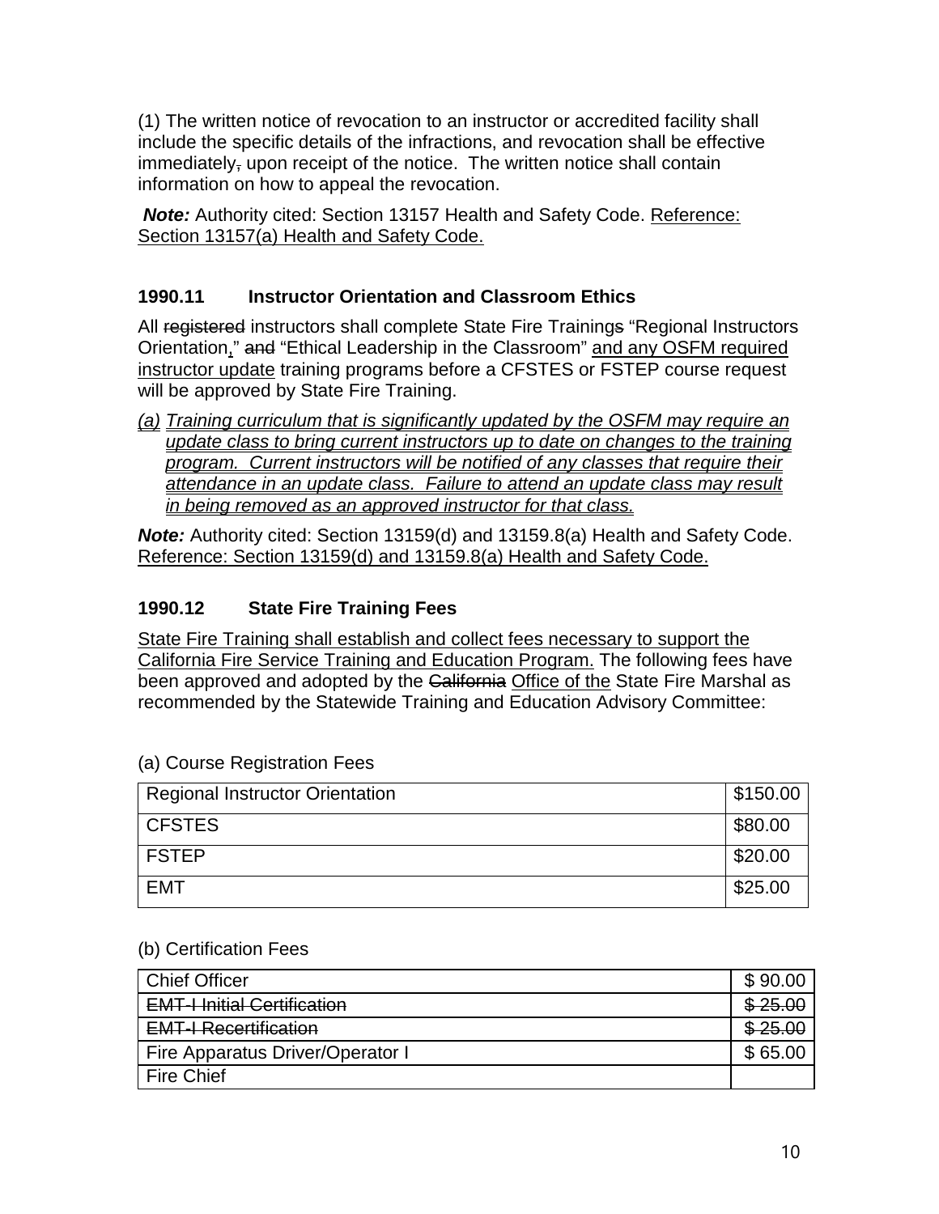(1) The written notice of revocation to an instructor or accredited facility shall include the specific details of the infractions, and revocation shall be effective immediately~~,~~ upon receipt of the notice. The written notice shall contain information on how to appeal the revocation.

***Note:*** Authority cited: Section 13157 Health and Safety Code. <u>Reference: Section 13157(a) Health and Safety Code.</u>

### 1990.11 Instructor Orientation and Classroom Ethics

All ~~registered~~ instructors shall complete State Fire Training~~s~~ "Regional Instructors Orientation<u>,</u>" ~~and~~ "Ethical Leadership in the Classroom" <u>and any OSFM required instructor update</u> training programs before a CFSTES or FSTEP course request will be approved by State Fire Training.

<u>*(a) Training curriculum that is significantly updated by the OSFM may require an update class to bring current instructors up to date on changes to the training program. Current instructors will be notified of any classes that require their attendance in an update class. Failure to attend an update class may result in being removed as an approved instructor for that class.*</u>

***Note:*** Authority cited: Section 13159(d) and 13159.8(a) Health and Safety Code. <u>Reference: Section 13159(d) and 13159.8(a) Health and Safety Code.</u>

### 1990.12 State Fire Training Fees

<u>State Fire Training shall establish and collect fees necessary to support the California Fire Service Training and Education Program.</u> The following fees have been approved and adopted by the ~~California~~ <u>Office of the</u> State Fire Marshal as recommended by the Statewide Training and Education Advisory Committee:

(a) Course Registration Fees

| | |
|---|---|
| Regional Instructor Orientation | $150.00 |
| CFSTES | $80.00 |
| FSTEP | $20.00 |
| EMT | $25.00 |

(b) Certification Fees

| | |
|---|---|
| Chief Officer | $ 90.00 |
| ~~EMT-I Initial Certification~~ | ~~$ 25.00~~ |
| ~~EMT-I Recertification~~ | ~~$ 25.00~~ |
| Fire Apparatus Driver/Operator I | $ 65.00 |
| Fire Chief | |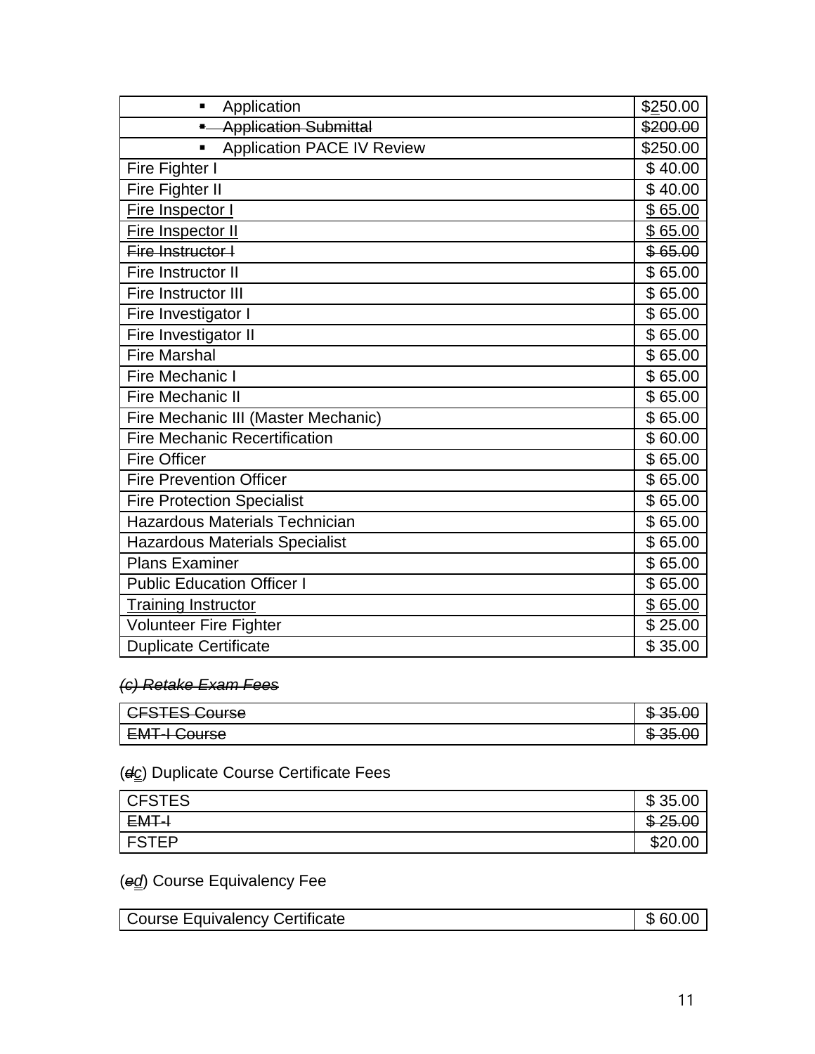| | |
|---|---|
| ▪ Application | $2̲50.00 |
| ~~▪ Application Submittal~~ | ~~$200.00~~ |
| ▪ Application PACE IV Review | $250.00 |
| Fire Fighter I | $ 40.00 |
| Fire Fighter II | $ 40.00 |
| <u>Fire Inspector I</u> | <u>$ 65.00</u> |
| <u>Fire Inspector II</u> | <u>$ 65.00</u> |
| ~~Fire Instructor I~~ | ~~$ 65.00~~ |
| Fire Instructor II | $ 65.00 |
| Fire Instructor III | $ 65.00 |
| Fire Investigator I | $ 65.00 |
| Fire Investigator II | $ 65.00 |
| Fire Marshal | $ 65.00 |
| Fire Mechanic I | $ 65.00 |
| Fire Mechanic II | $ 65.00 |
| Fire Mechanic III (Master Mechanic) | $ 65.00 |
| Fire Mechanic Recertification | $ 60.00 |
| Fire Officer | $ 65.00 |
| Fire Prevention Officer | $ 65.00 |
| Fire Protection Specialist | $ 65.00 |
| Hazardous Materials Technician | $ 65.00 |
| Hazardous Materials Specialist | $ 65.00 |
| Plans Examiner | $ 65.00 |
| Public Education Officer I | $ 65.00 |
| <u>Training Instructor</u> | <u>$ 65.00</u> |
| Volunteer Fire Fighter | $ 25.00 |
| Duplicate Certificate | $ 35.00 |

~~*(c) Retake Exam Fees*~~

| | |
|---|---|
| ~~CFSTES Course~~ | ~~$ 35.00~~ |
| ~~EMT-I Course~~ | ~~$ 35.00~~ |

(~~*d*~~<u>*c*</u>) Duplicate Course Certificate Fees

| | |
|---|---|
| CFSTES | $ 35.00 |
| ~~EMT-I~~ | ~~$ 25.00~~ |
| FSTEP | $20.00 |

(~~*e*~~<u>*d*</u>) Course Equivalency Fee

| | |
|---|---|
| Course Equivalency Certificate | $ 60.00 |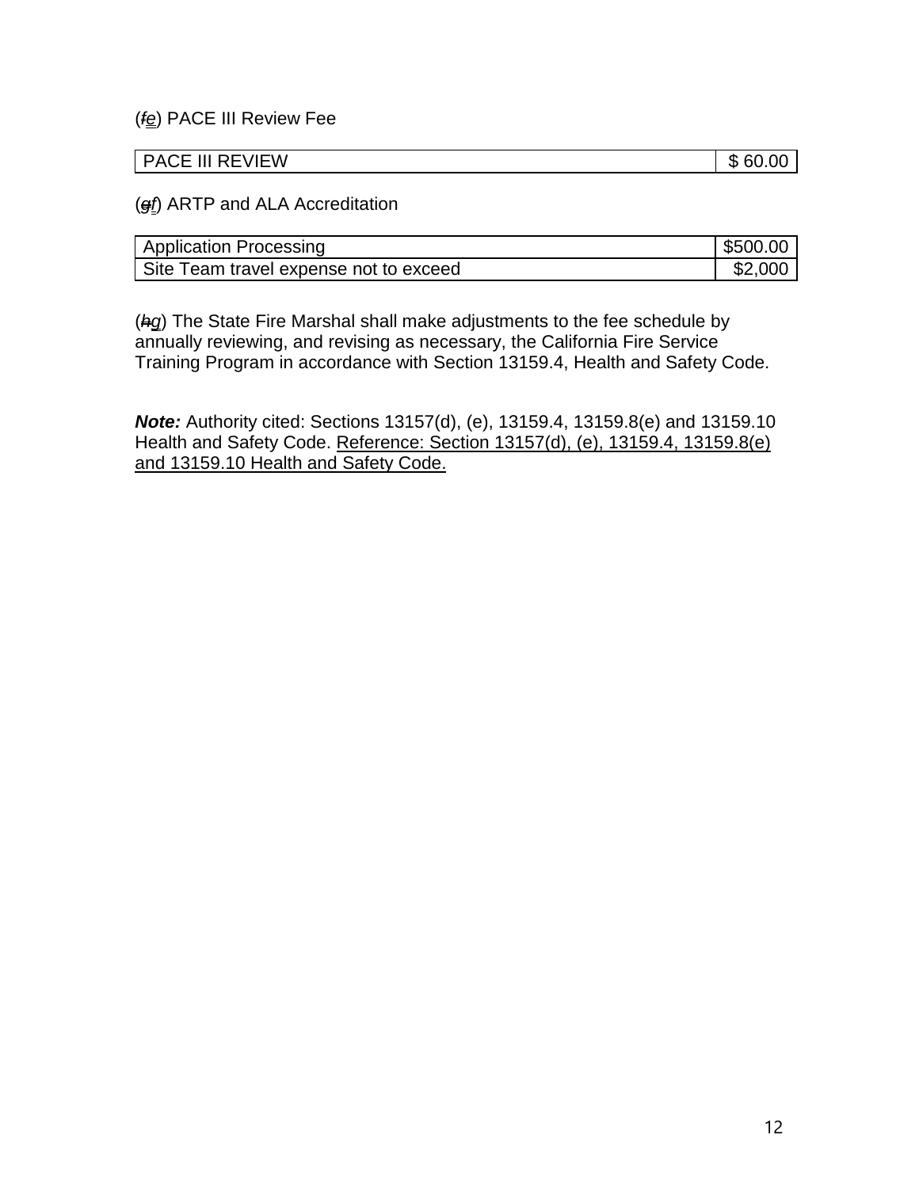(~~f~~e) PACE III Review Fee

| | |
|---|---|
| PACE III REVIEW | $ 60.00 |

(~~g~~f) ARTP and ALA Accreditation

| | |
|---|---|
| Application Processing | $500.00 |
| Site Team travel expense not to exceed | $2,000 |

(~~h~~g) The State Fire Marshal shall make adjustments to the fee schedule by annually reviewing, and revising as necessary, the California Fire Service Training Program in accordance with Section 13159.4, Health and Safety Code.

***Note:*** Authority cited: Sections 13157(d), (e), 13159.4, 13159.8(e) and 13159.10 Health and Safety Code. Reference: Section 13157(d), (e), 13159.4, 13159.8(e) and 13159.10 Health and Safety Code.